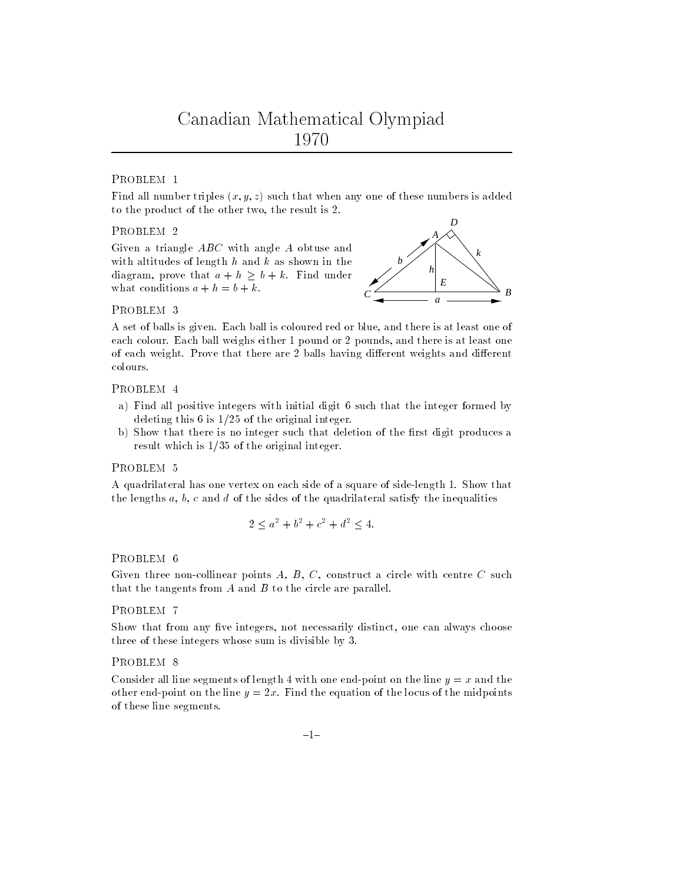# Canadian Mathematical Olympiad 1970

### Problem 1

Find all number triples $(x, y, z)$ such that when any one of these numbers is added to the product of the other two, the result is 2.

### Problem 2

Given a triangle $ABC$ with angle $A$ obtuse and with altitudes of length $h$ and $k$ as shown in the diagram, prove that $a + h \geq b + k$. Find under what conditions $a + h = b + k$.

### Problem 3

A set of balls is given. Each ball is coloured red or blue, and there is at least one of each colour. Each ball weighs either 1 pound or 2 pounds, and there is at least one of each weight. Prove that there are 2 balls having different weights and different colours.

### Problem 4

a) Find all positive integers with initial digit 6 such that the integer formed by deleting this 6 is $1/25$ of the original integer.

b) Show that there is no integer such that deletion of the first digit produces a result which is $1/35$ of the original integer.

### Problem 5

A quadrilateral has one vertex on each side of a square of side-length 1. Show that the lengths $a$, $b$, $c$ and $d$ of the sides of the quadrilateral satisfy the inequalities

$$2 \leq a^2 + b^2 + c^2 + d^2 \leq 4.$$

### Problem 6

Given three non-collinear points $A$, $B$, $C$, construct a circle with centre $C$ such that the tangents from $A$ and $B$ to the circle are parallel.

### Problem 7

Show that from any five integers, not necessarily distinct, one can always choose three of these integers whose sum is divisible by 3.

### Problem 8

Consider all line segments of length 4 with one end-point on the line $y = x$ and the other end-point on the line $y = 2x$. Find the equation of the locus of the midpoints of these line segments.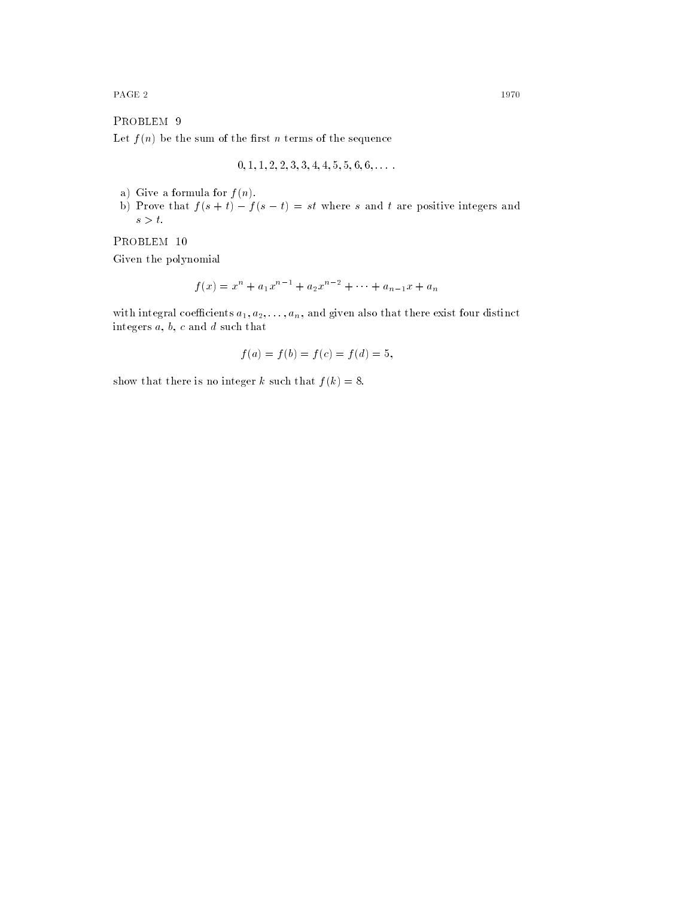## Problem 9

Let $f(n)$ be the sum of the first $n$ terms of the sequence

$$0, 1, 1, 2, 2, 3, 3, 4, 4, 5, 5, 6, 6, \ldots .$$

a) Give a formula for $f(n)$.

b) Prove that $f(s+t) - f(s-t) = st$ where $s$ and $t$ are positive integers and $s > t$.

## Problem 10

Given the polynomial

$$f(x) = x^n + a_1 x^{n-1} + a_2 x^{n-2} + \cdots + a_{n-1} x + a_n$$

with integral coefficients $a_1, a_2, \ldots, a_n$, and given also that there exist four distinct integers $a$, $b$, $c$ and $d$ such that

$$f(a) = f(b) = f(c) = f(d) = 5,$$

show that there is no integer $k$ such that $f(k) = 8$.